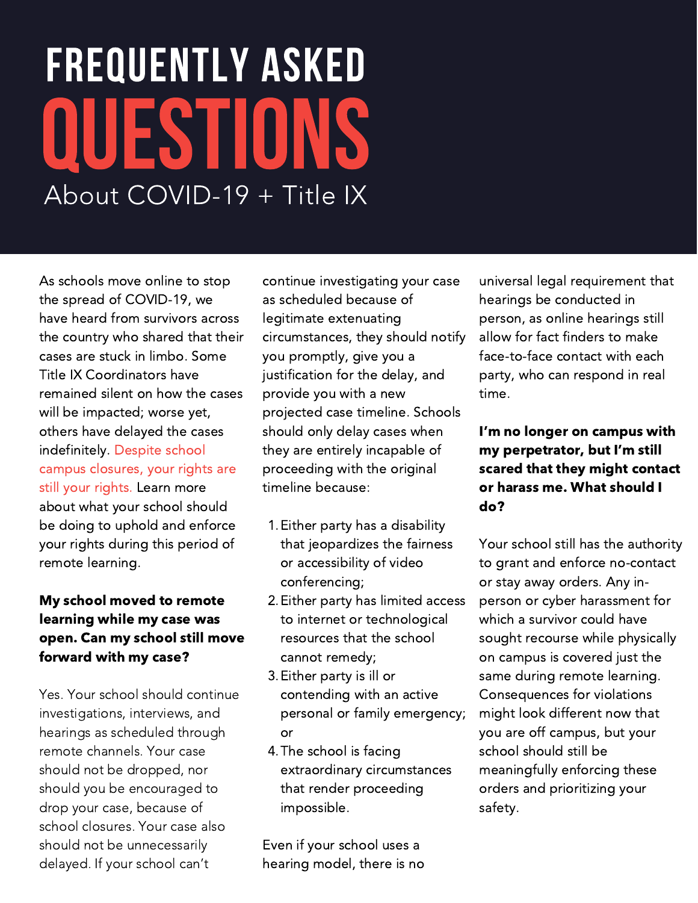# FREQUENTLY ASKED QUESTIONS

About COVID-19 + Title IX

As schools move online to stop the spread of COVID-19, we have heard from survivors across the country who shared that their cases are stuck in limbo. Some Title IX Coordinators have remained silent on how the cases will be impacted; worse yet, others have delayed the cases indefinitely. Despite school campus closures, your rights are still your rights. Learn more about what your school should be doing to uphold and enforce your rights during this period of remote learning.

**My school moved to remote learning while my case was open. Can my school still move forward with my case?**

Yes. Your school should continue investigations, interviews, and hearings as scheduled through remote channels. Your case should not be dropped, nor should you be encouraged to drop your case, because of school closures. Your case also should not be unnecessarily delayed. If your school can't continue investigating your case as scheduled because of legitimate extenuating circumstances, they should notify you promptly, give you a justification for the delay, and provide you with a new projected case timeline. Schools should only delay cases when they are entirely incapable of proceeding with the original timeline because:

1. Either party has a disability that jeopardizes the fairness or accessibility of video conferencing;
2. Either party has limited access to internet or technological resources that the school cannot remedy;
3. Either party is ill or contending with an active personal or family emergency; or
4. The school is facing extraordinary circumstances that render proceeding impossible.

Even if your school uses a hearing model, there is no universal legal requirement that hearings be conducted in person, as online hearings still allow for fact finders to make face-to-face contact with each party, who can respond in real time.

**I'm no longer on campus with my perpetrator, but I'm still scared that they might contact or harass me. What should I do?**

Your school still has the authority to grant and enforce no-contact or stay away orders. Any in-person or cyber harassment for which a survivor could have sought recourse while physically on campus is covered just the same during remote learning. Consequences for violations might look different now that you are off campus, but your school should still be meaningfully enforcing these orders and prioritizing your safety.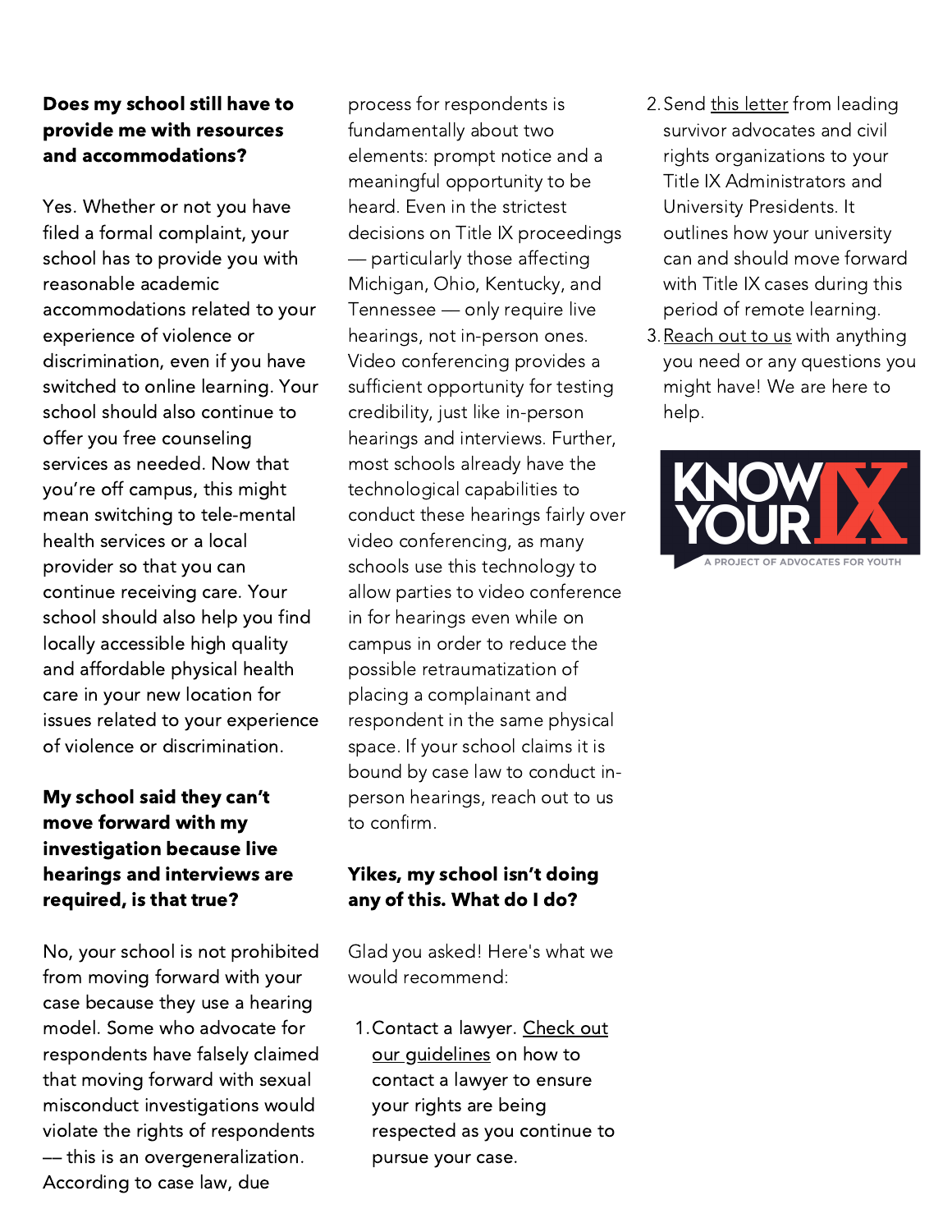**Does my school still have to provide me with resources and accommodations?**

Yes. Whether or not you have filed a formal complaint, your school has to provide you with reasonable academic accommodations related to your experience of violence or discrimination, even if you have switched to online learning. Your school should also continue to offer you free counseling services as needed. Now that you're off campus, this might mean switching to tele-mental health services or a local provider so that you can continue receiving care. Your school should also help you find locally accessible high quality and affordable physical health care in your new location for issues related to your experience of violence or discrimination.

**My school said they can't move forward with my investigation because live hearings and interviews are required, is that true?**

No, your school is not prohibited from moving forward with your case because they use a hearing model. Some who advocate for respondents have falsely claimed that moving forward with sexual misconduct investigations would violate the rights of respondents –– this is an overgeneralization. According to case law, due process for respondents is fundamentally about two elements: prompt notice and a meaningful opportunity to be heard. Even in the strictest decisions on Title IX proceedings — particularly those affecting Michigan, Ohio, Kentucky, and Tennessee — only require live hearings, not in-person ones. Video conferencing provides a sufficient opportunity for testing credibility, just like in-person hearings and interviews. Further, most schools already have the technological capabilities to conduct these hearings fairly over video conferencing, as many schools use this technology to allow parties to video conference in for hearings even while on campus in order to reduce the possible retraumatization of placing a complainant and respondent in the same physical space. If your school claims it is bound by case law to conduct in-person hearings, reach out to us to confirm.

**Yikes, my school isn't doing any of this. What do I do?**

Glad you asked! Here's what we would recommend:

1. Contact a lawyer. Check out our guidelines on how to contact a lawyer to ensure your rights are being respected as you continue to pursue your case.
2. Send this letter from leading survivor advocates and civil rights organizations to your Title IX Administrators and University Presidents. It outlines how your university can and should move forward with Title IX cases during this period of remote learning.
3. Reach out to us with anything you need or any questions you might have! We are here to help.

KNOW YOUR IX

A PROJECT OF ADVOCATES FOR YOUTH